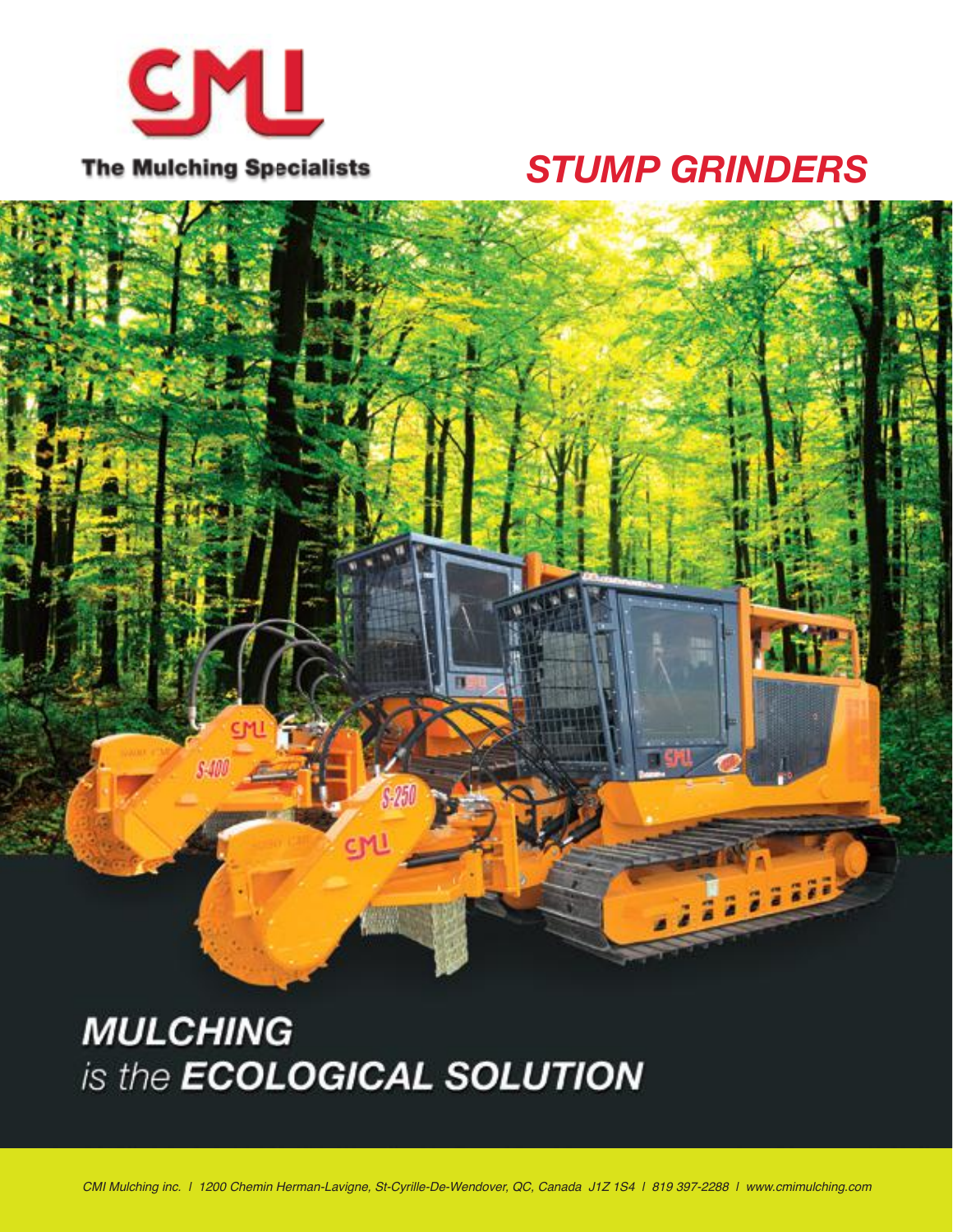CMI

The Mulching Specialists

# STUMP GRINDERS

## MULCHING
*is the* **ECOLOGICAL SOLUTION**

*CMI Mulching inc. | 1200 Chemin Herman-Lavigne, St-Cyrille-De-Wendover, QC, Canada J1Z 1S4 | 819 397-2288 | www.cmimulching.com*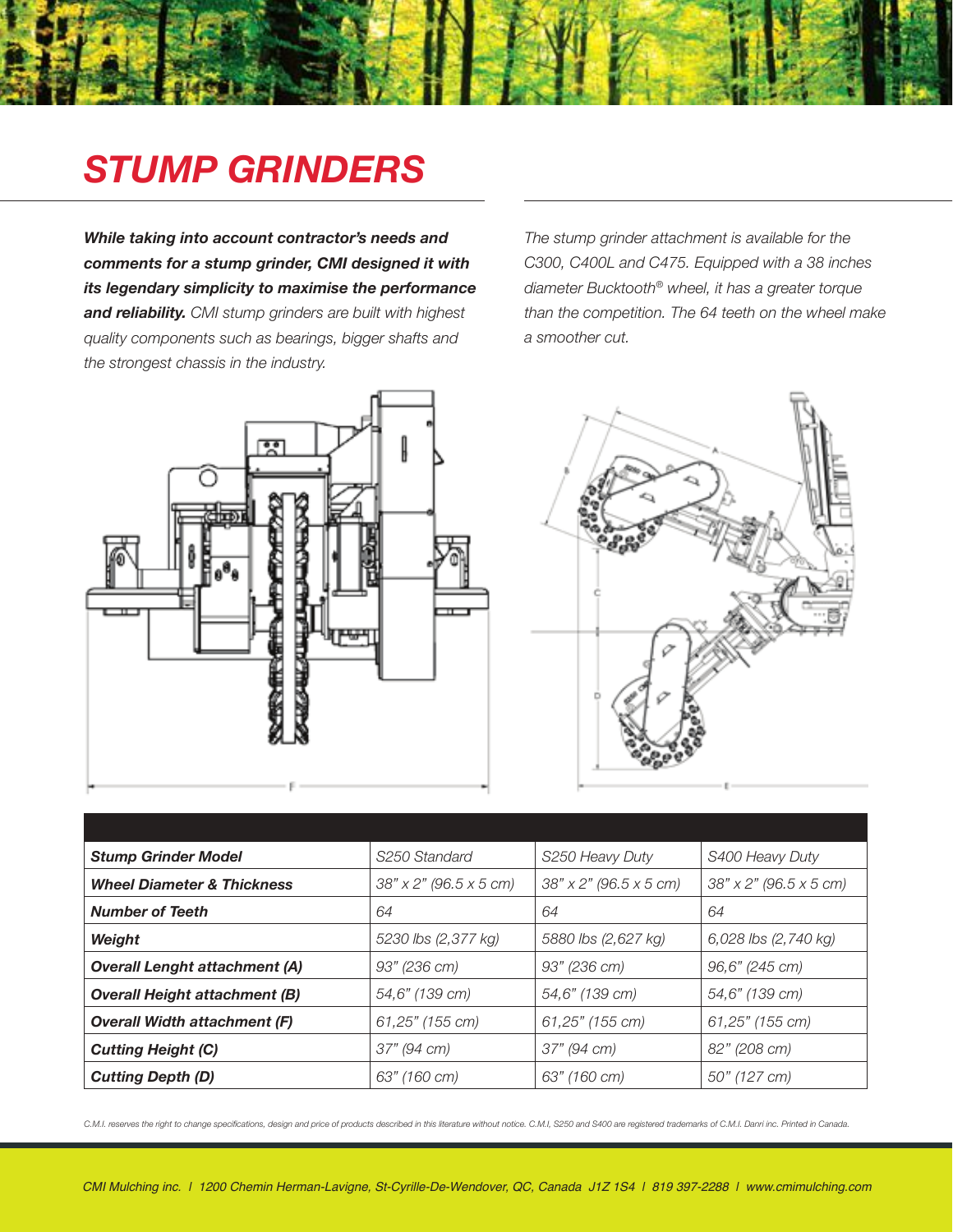# STUMP GRINDERS

***While taking into account contractor's needs and comments for a stump grinder, CMI designed it with its legendary simplicity to maximise the performance and reliability.*** *CMI stump grinders are built with highest quality components such as bearings, bigger shafts and the strongest chassis in the industry.*

*The stump grinder attachment is available for the C300, C400L and C475. Equipped with a 38 inches diameter Bucktooth® wheel, it has a greater torque than the competition. The 64 teeth on the wheel make a smoother cut.*

F

A

B

C

D

E

| | | | |
|---|---|---|---|
| ***Stump Grinder Model*** | *S250 Standard* | *S250 Heavy Duty* | *S400 Heavy Duty* |
| ***Wheel Diameter & Thickness*** | *38" x 2" (96.5 x 5 cm)* | *38" x 2" (96.5 x 5 cm)* | *38" x 2" (96.5 x 5 cm)* |
| ***Number of Teeth*** | *64* | *64* | *64* |
| ***Weight*** | *5230 lbs (2,377 kg)* | *5880 lbs (2,627 kg)* | *6,028 lbs (2,740 kg)* |
| ***Overall Lenght attachment (A)*** | *93" (236 cm)* | *93" (236 cm)* | *96,6" (245 cm)* |
| ***Overall Height attachment (B)*** | *54,6" (139 cm)* | *54,6" (139 cm)* | *54,6" (139 cm)* |
| ***Overall Width attachment (F)*** | *61,25" (155 cm)* | *61,25" (155 cm)* | *61,25" (155 cm)* |
| ***Cutting Height (C)*** | *37" (94 cm)* | *37" (94 cm)* | *82" (208 cm)* |
| ***Cutting Depth (D)*** | *63" (160 cm)* | *63" (160 cm)* | *50" (127 cm)* |

*C.M.I. reserves the right to change specifications, design and price of products described in this literature without notice. C.M.I, S250 and S400 are registered trademarks of C.M.I. Danri inc. Printed in Canada.*

*CMI Mulching inc. I 1200 Chemin Herman-Lavigne, St-Cyrille-De-Wendover, QC, Canada J1Z 1S4 I 819 397-2288 I www.cmimulching.com*